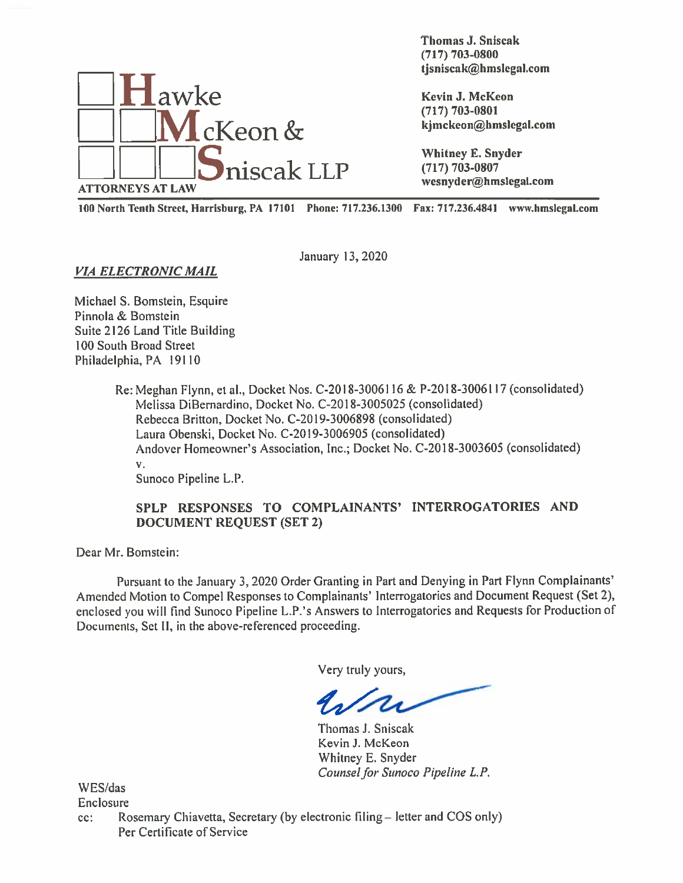**Hawke McKeon & Sniscak LLP**
ATTORNEYS AT LAW

**Thomas J. Sniscak**
**(717) 703-0800**
**tjsniscak@hmslegal.com**

**Kevin J. McKeon**
**(717) 703-0801**
**kjmckeon@hmslegal.com**

**Whitney E. Snyder**
**(717) 703-0807**
**wesnyder@hmslegal.com**

**100 North Tenth Street, Harrisburg, PA 17101 Phone: 717.236.1300 Fax: 717.236.4841 www.hmslegal.com**

January 13, 2020

***VIA ELECTRONIC MAIL***

Michael S. Bomstein, Esquire
Pinnola & Bomstein
Suite 2126 Land Title Building
100 South Broad Street
Philadelphia, PA 19110

Re: Meghan Flynn, et al., Docket Nos. C-2018-3006116 & P-2018-3006117 (consolidated)
Melissa DiBernardino, Docket No. C-2018-3005025 (consolidated)
Rebecca Britton, Docket No. C-2019-3006898 (consolidated)
Laura Obenski, Docket No. C-2019-3006905 (consolidated)
Andover Homeowner's Association, Inc.; Docket No. C-2018-3003605 (consolidated)
v.
Sunoco Pipeline L.P.

**SPLP RESPONSES TO COMPLAINANTS' INTERROGATORIES AND DOCUMENT REQUEST (SET 2)**

Dear Mr. Bomstein:

Pursuant to the January 3, 2020 Order Granting in Part and Denying in Part Flynn Complainants' Amended Motion to Compel Responses to Complainants' Interrogatories and Document Request (Set 2), enclosed you will find Sunoco Pipeline L.P.'s Answers to Interrogatories and Requests for Production of Documents, Set II, in the above-referenced proceeding.

Very truly yours,

Thomas J. Sniscak
Kevin J. McKeon
Whitney E. Snyder
*Counsel for Sunoco Pipeline L.P.*

WES/das
Enclosure
cc: Rosemary Chiavetta, Secretary (by electronic filing – letter and COS only)
Per Certificate of Service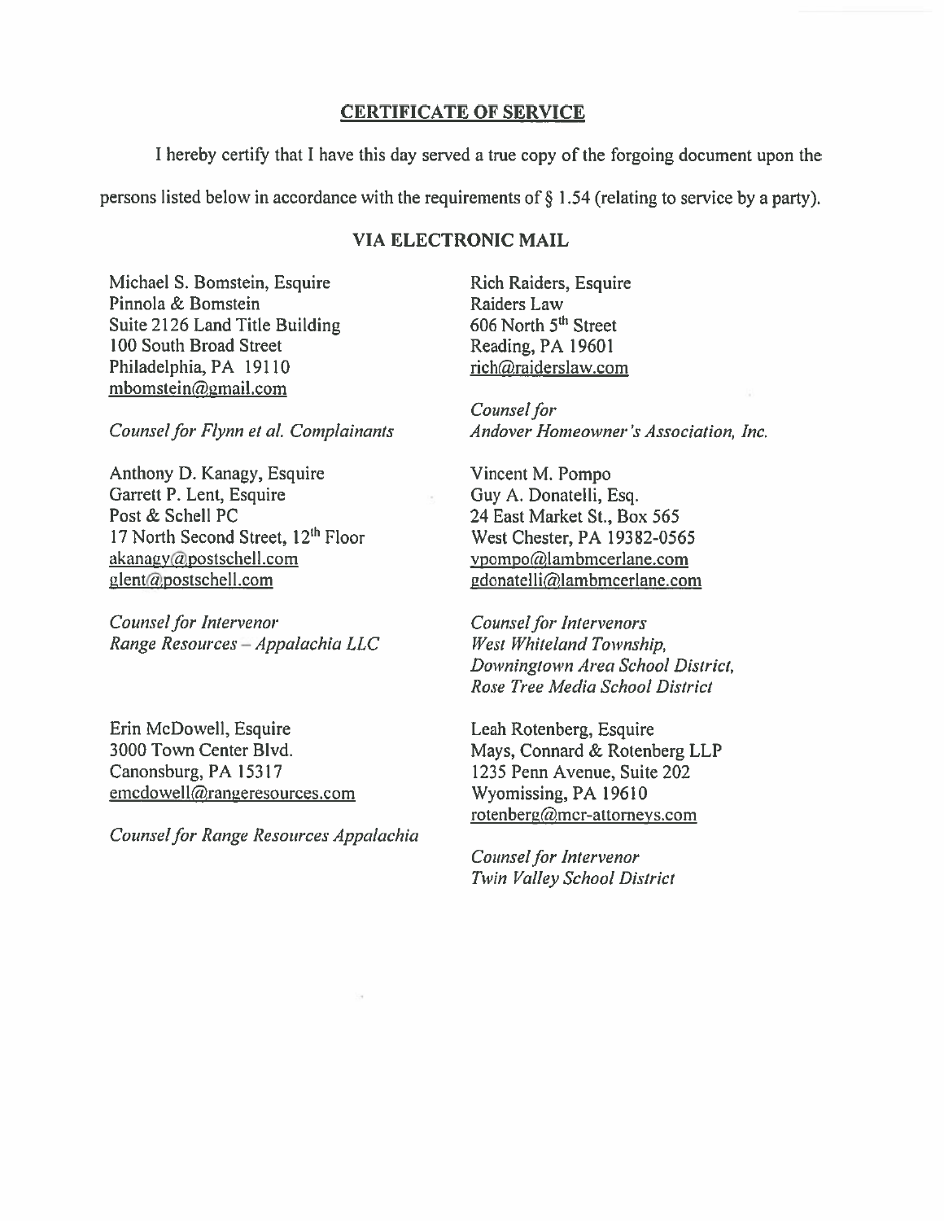## CERTIFICATE OF SERVICE

I hereby certify that I have this day served a true copy of the forgoing document upon the persons listed below in accordance with the requirements of § 1.54 (relating to service by a party).

### VIA ELECTRONIC MAIL

Michael S. Bomstein, Esquire
Pinnola & Bomstein
Suite 2126 Land Title Building
100 South Broad Street
Philadelphia, PA 19110
mbomstein@gmail.com

*Counsel for Flynn et al. Complainants*

Rich Raiders, Esquire
Raiders Law
606 North 5th Street
Reading, PA 19601
rich@raiderslaw.com

*Counsel for*
*Andover Homeowner's Association, Inc.*

Anthony D. Kanagy, Esquire
Garrett P. Lent, Esquire
Post & Schell PC
17 North Second Street, 12th Floor
akanagy@postschell.com
glent@postschell.com

*Counsel for Intervenor*
*Range Resources – Appalachia LLC*

Vincent M. Pompo
Guy A. Donatelli, Esq.
24 East Market St., Box 565
West Chester, PA 19382-0565
vpompo@lambmcerlane.com
gdonatelli@lambmcerlane.com

*Counsel for Intervenors*
*West Whiteland Township,*
*Downingtown Area School District,*
*Rose Tree Media School District*

Erin McDowell, Esquire
3000 Town Center Blvd.
Canonsburg, PA 15317
emcdowell@rangeresources.com

*Counsel for Range Resources Appalachia*

Leah Rotenberg, Esquire
Mays, Connard & Rotenberg LLP
1235 Penn Avenue, Suite 202
Wyomissing, PA 19610
rotenberg@mcr-attorneys.com

*Counsel for Intervenor*
*Twin Valley School District*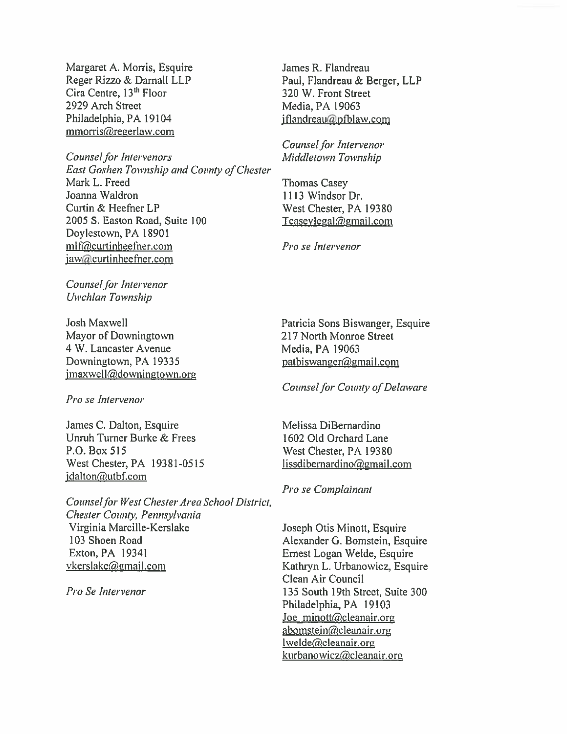Margaret A. Morris, Esquire
Reger Rizzo & Darnall LLP
Cira Centre, 13th Floor
2929 Arch Street
Philadelphia, PA 19104
mmorris@regerlaw.com

*Counsel for Intervenors*
*East Goshen Township and County of Chester*

Mark L. Freed
Joanna Waldron
Curtin & Heefner LP
2005 S. Easton Road, Suite 100
Doylestown, PA 18901
mlf@curtinheefner.com
jaw@curtinheefner.com

*Counsel for Intervenor*
*Uwchlan Township*

Josh Maxwell
Mayor of Downingtown
4 W. Lancaster Avenue
Downingtown, PA 19335
jmaxwell@downingtown.org

*Pro se Intervenor*

James C. Dalton, Esquire
Unruh Turner Burke & Frees
P.O. Box 515
West Chester, PA 19381-0515
jdalton@utbf.com

*Counsel for West Chester Area School District,*
*Chester County, Pennsylvania*

Virginia Marcille-Kerslake
103 Shoen Road
Exton, PA 19341
vkerslake@gmail.com

*Pro Se Intervenor*

James R. Flandreau
Paul, Flandreau & Berger, LLP
320 W. Front Street
Media, PA 19063
jflandreau@pfblaw.com

*Counsel for Intervenor*
*Middletown Township*

Thomas Casey
1113 Windsor Dr.
West Chester, PA 19380
Tcaseylegal@gmail.com

*Pro se Intervenor*

Patricia Sons Biswanger, Esquire
217 North Monroe Street
Media, PA 19063
patbiswanger@gmail.com

*Counsel for County of Delaware*

Melissa DiBernardino
1602 Old Orchard Lane
West Chester, PA 19380
lissdibernardino@gmail.com

*Pro se Complainant*

Joseph Otis Minott, Esquire
Alexander G. Bomstein, Esquire
Ernest Logan Welde, Esquire
Kathryn L. Urbanowicz, Esquire
Clean Air Council
135 South 19th Street, Suite 300
Philadelphia, PA 19103
Joe_minott@cleanair.org
abomstein@cleanair.org
lwelde@cleanair.org
kurbanowicz@cleanair.org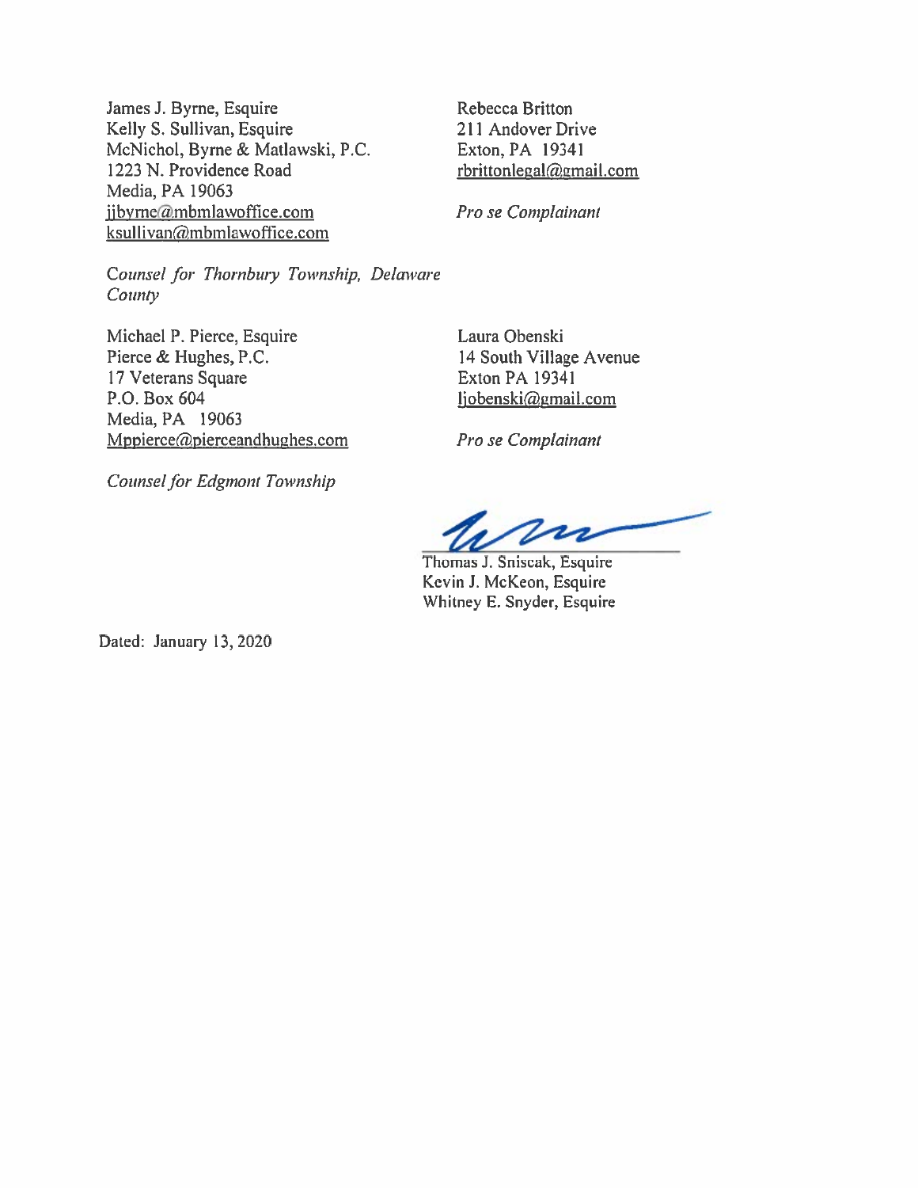James J. Byrne, Esquire
Kelly S. Sullivan, Esquire
McNichol, Byrne & Matlawski, P.C.
1223 N. Providence Road
Media, PA 19063
jjbyrne@mbmlawoffice.com
ksullivan@mbmlawoffice.com

*Counsel for Thornbury Township, Delaware County*

Rebecca Britton
211 Andover Drive
Exton, PA 19341
rbrittonlegal@gmail.com

*Pro se Complainant*

Michael P. Pierce, Esquire
Pierce & Hughes, P.C.
17 Veterans Square
P.O. Box 604
Media, PA 19063
Mppierce@pierceandhughes.com

*Counsel for Edgmont Township*

Laura Obenski
14 South Village Avenue
Exton PA 19341
ljobenski@gmail.com

*Pro se Complainant*

Thomas J. Sniscak, Esquire
Kevin J. McKeon, Esquire
Whitney E. Snyder, Esquire

Dated: January 13, 2020